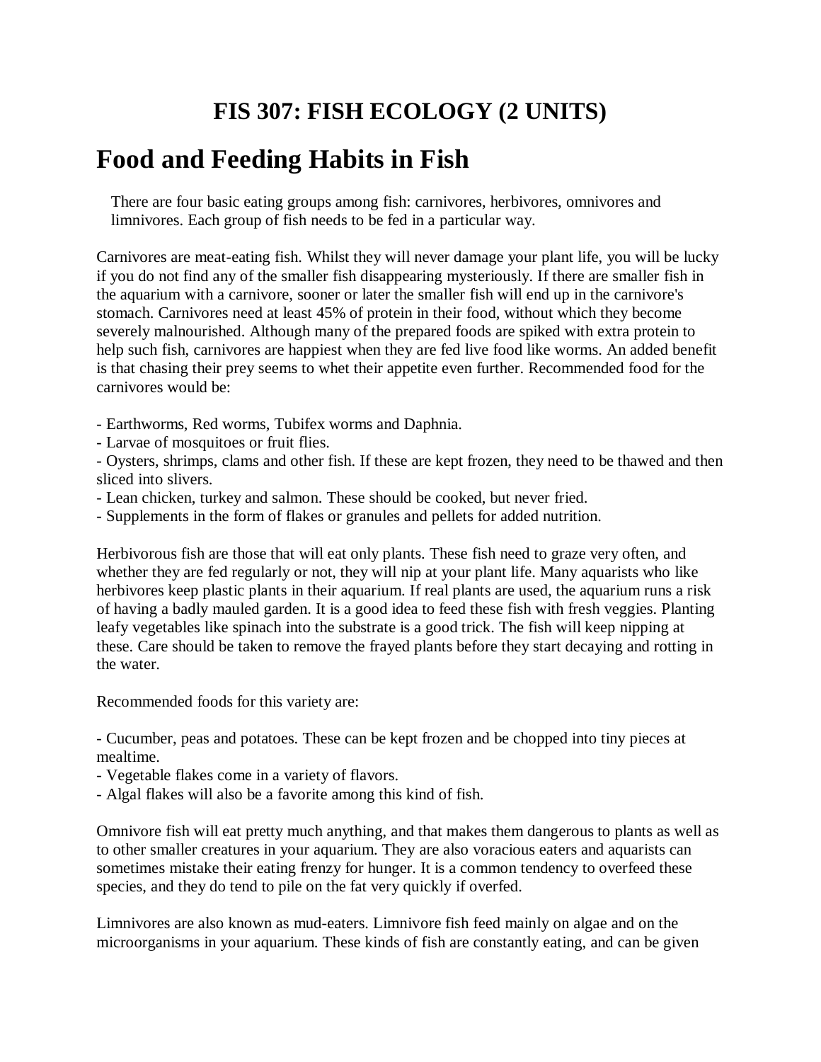# FIS 307: FISH ECOLOGY (2 UNITS)

# Food and Feeding Habits in Fish

There are four basic eating groups among fish: carnivores, herbivores, omnivores and limnivores. Each group of fish needs to be fed in a particular way.

Carnivores are meat-eating fish. Whilst they will never damage your plant life, you will be lucky if you do not find any of the smaller fish disappearing mysteriously. If there are smaller fish in the aquarium with a carnivore, sooner or later the smaller fish will end up in the carnivore's stomach. Carnivores need at least 45% of protein in their food, without which they become severely malnourished. Although many of the prepared foods are spiked with extra protein to help such fish, carnivores are happiest when they are fed live food like worms. An added benefit is that chasing their prey seems to whet their appetite even further. Recommended food for the carnivores would be:

- Earthworms, Red worms, Tubifex worms and Daphnia.
- Larvae of mosquitoes or fruit flies.
- Oysters, shrimps, clams and other fish. If these are kept frozen, they need to be thawed and then sliced into slivers.
- Lean chicken, turkey and salmon. These should be cooked, but never fried.
- Supplements in the form of flakes or granules and pellets for added nutrition.

Herbivorous fish are those that will eat only plants. These fish need to graze very often, and whether they are fed regularly or not, they will nip at your plant life. Many aquarists who like herbivores keep plastic plants in their aquarium. If real plants are used, the aquarium runs a risk of having a badly mauled garden. It is a good idea to feed these fish with fresh veggies. Planting leafy vegetables like spinach into the substrate is a good trick. The fish will keep nipping at these. Care should be taken to remove the frayed plants before they start decaying and rotting in the water.

Recommended foods for this variety are:

- Cucumber, peas and potatoes. These can be kept frozen and be chopped into tiny pieces at mealtime.
- Vegetable flakes come in a variety of flavors.
- Algal flakes will also be a favorite among this kind of fish.

Omnivore fish will eat pretty much anything, and that makes them dangerous to plants as well as to other smaller creatures in your aquarium. They are also voracious eaters and aquarists can sometimes mistake their eating frenzy for hunger. It is a common tendency to overfeed these species, and they do tend to pile on the fat very quickly if overfed.

Limnivores are also known as mud-eaters. Limnivore fish feed mainly on algae and on the microorganisms in your aquarium. These kinds of fish are constantly eating, and can be given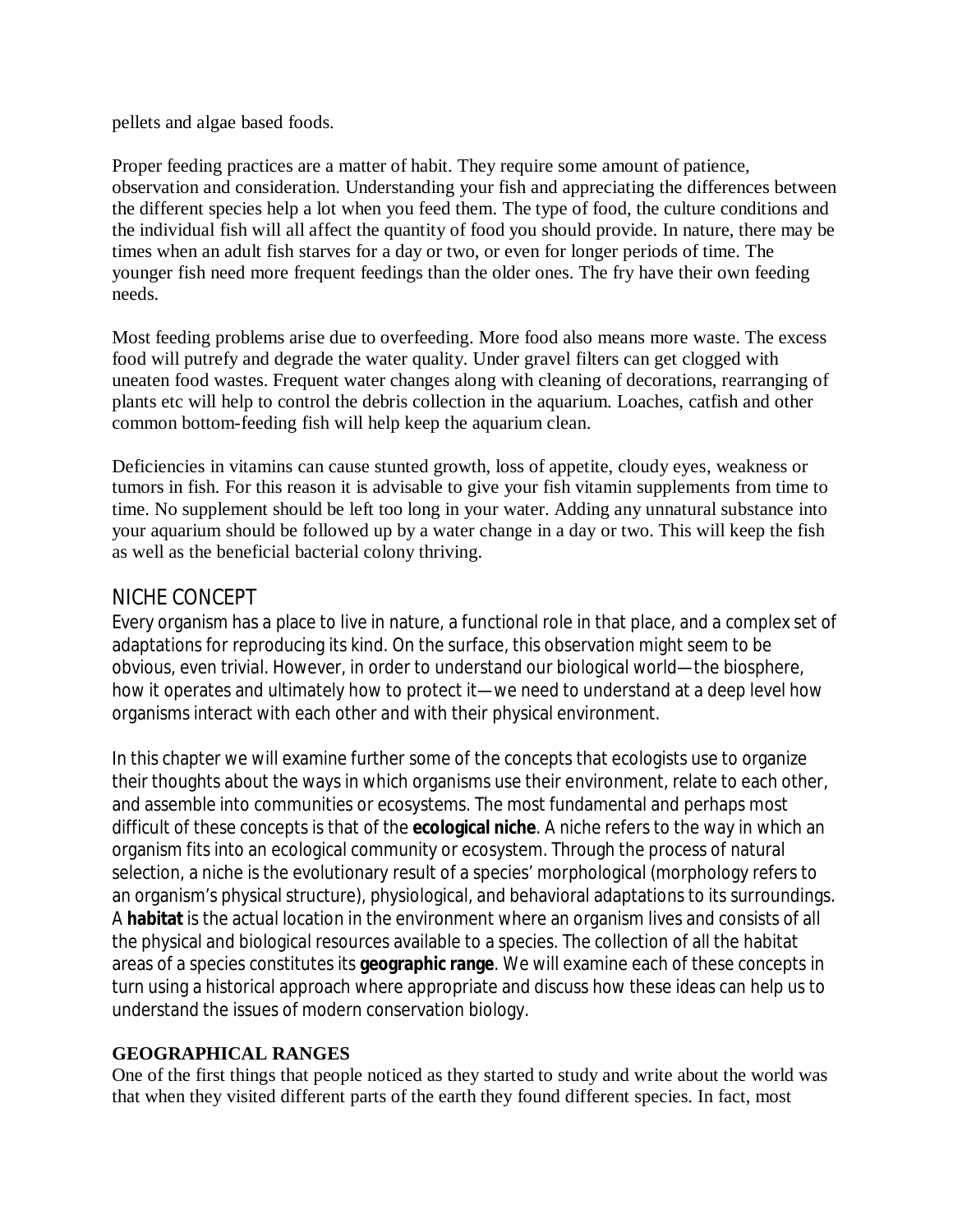pellets and algae based foods.

Proper feeding practices are a matter of habit. They require some amount of patience, observation and consideration. Understanding your fish and appreciating the differences between the different species help a lot when you feed them. The type of food, the culture conditions and the individual fish will all affect the quantity of food you should provide. In nature, there may be times when an adult fish starves for a day or two, or even for longer periods of time. The younger fish need more frequent feedings than the older ones. The fry have their own feeding needs.

Most feeding problems arise due to overfeeding. More food also means more waste. The excess food will putrefy and degrade the water quality. Under gravel filters can get clogged with uneaten food wastes. Frequent water changes along with cleaning of decorations, rearranging of plants etc will help to control the debris collection in the aquarium. Loaches, catfish and other common bottom-feeding fish will help keep the aquarium clean.

Deficiencies in vitamins can cause stunted growth, loss of appetite, cloudy eyes, weakness or tumors in fish. For this reason it is advisable to give your fish vitamin supplements from time to time. No supplement should be left too long in your water. Adding any unnatural substance into your aquarium should be followed up by a water change in a day or two. This will keep the fish as well as the beneficial bacterial colony thriving.

## NICHE CONCEPT

Every organism has a place to live in nature, a functional role in that place, and a complex set of adaptations for reproducing its kind. On the surface, this observation might seem to be obvious, even trivial. However, in order to understand our biological world—the biosphere, how it operates and ultimately how to protect it—we need to understand at a deep level how organisms interact with each other and with their physical environment.

In this chapter we will examine further some of the concepts that ecologists use to organize their thoughts about the ways in which organisms use their environment, relate to each other, and assemble into communities or ecosystems. The most fundamental and perhaps most difficult of these concepts is that of the **ecological niche**. A niche refers to the way in which an organism fits into an ecological community or ecosystem. Through the process of natural selection, a niche is the evolutionary result of a species' morphological (morphology refers to an organism's physical structure), physiological, and behavioral adaptations to its surroundings. A **habitat** is the actual location in the environment where an organism lives and consists of all the physical and biological resources available to a species. The collection of all the habitat areas of a species constitutes its **geographic range**. We will examine each of these concepts in turn using a historical approach where appropriate and discuss how these ideas can help us to understand the issues of modern conservation biology.

### GEOGRAPHICAL RANGES

One of the first things that people noticed as they started to study and write about the world was that when they visited different parts of the earth they found different species. In fact, most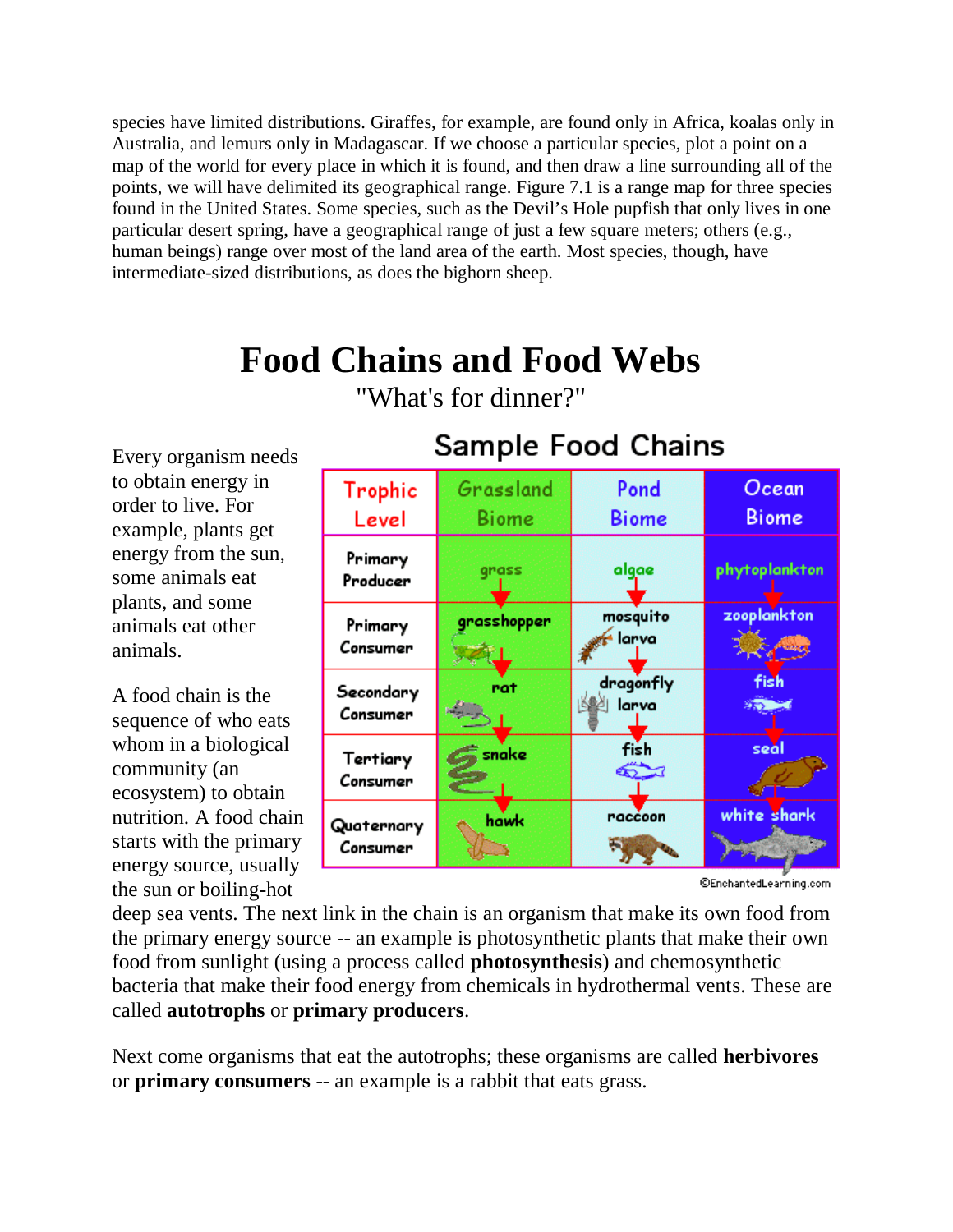species have limited distributions. Giraffes, for example, are found only in Africa, koalas only in Australia, and lemurs only in Madagascar. If we choose a particular species, plot a point on a map of the world for every place in which it is found, and then draw a line surrounding all of the points, we will have delimited its geographical range. Figure 7.1 is a range map for three species found in the United States. Some species, such as the Devil's Hole pupfish that only lives in one particular desert spring, have a geographical range of just a few square meters; others (e.g., human beings) range over most of the land area of the earth. Most species, though, have intermediate-sized distributions, as does the bighorn sheep.

# Food Chains and Food Webs

"What's for dinner?"

### Sample Food Chains

| Trophic Level | Grassland Biome | Pond Biome | Ocean Biome |
|---|---|---|---|
| Primary Producer | grass | algae | phytoplankton |
| Primary Consumer | grasshopper | mosquito larva | zooplankton |
| Secondary Consumer | rat | dragonfly larva | fish |
| Tertiary Consumer | snake | fish | seal |
| Quaternary Consumer | hawk | raccoon | white shark |

©EnchantedLearning.com

Every organism needs to obtain energy in order to live. For example, plants get energy from the sun, some animals eat plants, and some animals eat other animals.

A food chain is the sequence of who eats whom in a biological community (an ecosystem) to obtain nutrition. A food chain starts with the primary energy source, usually the sun or boiling-hot deep sea vents. The next link in the chain is an organism that make its own food from the primary energy source -- an example is photosynthetic plants that make their own food from sunlight (using a process called **photosynthesis**) and chemosynthetic bacteria that make their food energy from chemicals in hydrothermal vents. These are called **autotrophs** or **primary producers**.

Next come organisms that eat the autotrophs; these organisms are called **herbivores** or **primary consumers** -- an example is a rabbit that eats grass.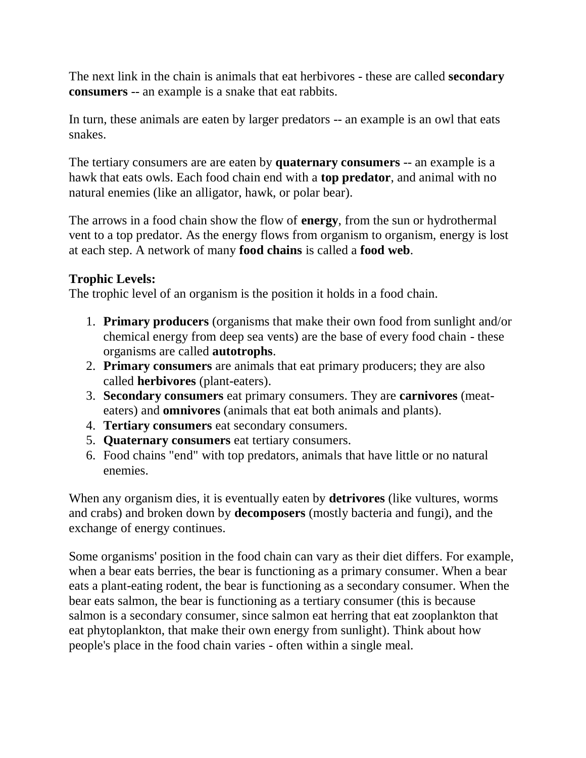The next link in the chain is animals that eat herbivores - these are called **secondary consumers** -- an example is a snake that eat rabbits.

In turn, these animals are eaten by larger predators -- an example is an owl that eats snakes.

The tertiary consumers are are eaten by **quaternary consumers** -- an example is a hawk that eats owls. Each food chain end with a **top predator**, and animal with no natural enemies (like an alligator, hawk, or polar bear).

The arrows in a food chain show the flow of **energy**, from the sun or hydrothermal vent to a top predator. As the energy flows from organism to organism, energy is lost at each step. A network of many **food chains** is called a **food web**.

**Trophic Levels:**
The trophic level of an organism is the position it holds in a food chain.

1. **Primary producers** (organisms that make their own food from sunlight and/or chemical energy from deep sea vents) are the base of every food chain - these organisms are called **autotrophs**.
2. **Primary consumers** are animals that eat primary producers; they are also called **herbivores** (plant-eaters).
3. **Secondary consumers** eat primary consumers. They are **carnivores** (meat-eaters) and **omnivores** (animals that eat both animals and plants).
4. **Tertiary consumers** eat secondary consumers.
5. **Quaternary consumers** eat tertiary consumers.
6. Food chains "end" with top predators, animals that have little or no natural enemies.

When any organism dies, it is eventually eaten by **detrivores** (like vultures, worms and crabs) and broken down by **decomposers** (mostly bacteria and fungi), and the exchange of energy continues.

Some organisms' position in the food chain can vary as their diet differs. For example, when a bear eats berries, the bear is functioning as a primary consumer. When a bear eats a plant-eating rodent, the bear is functioning as a secondary consumer. When the bear eats salmon, the bear is functioning as a tertiary consumer (this is because salmon is a secondary consumer, since salmon eat herring that eat zooplankton that eat phytoplankton, that make their own energy from sunlight). Think about how people's place in the food chain varies - often within a single meal.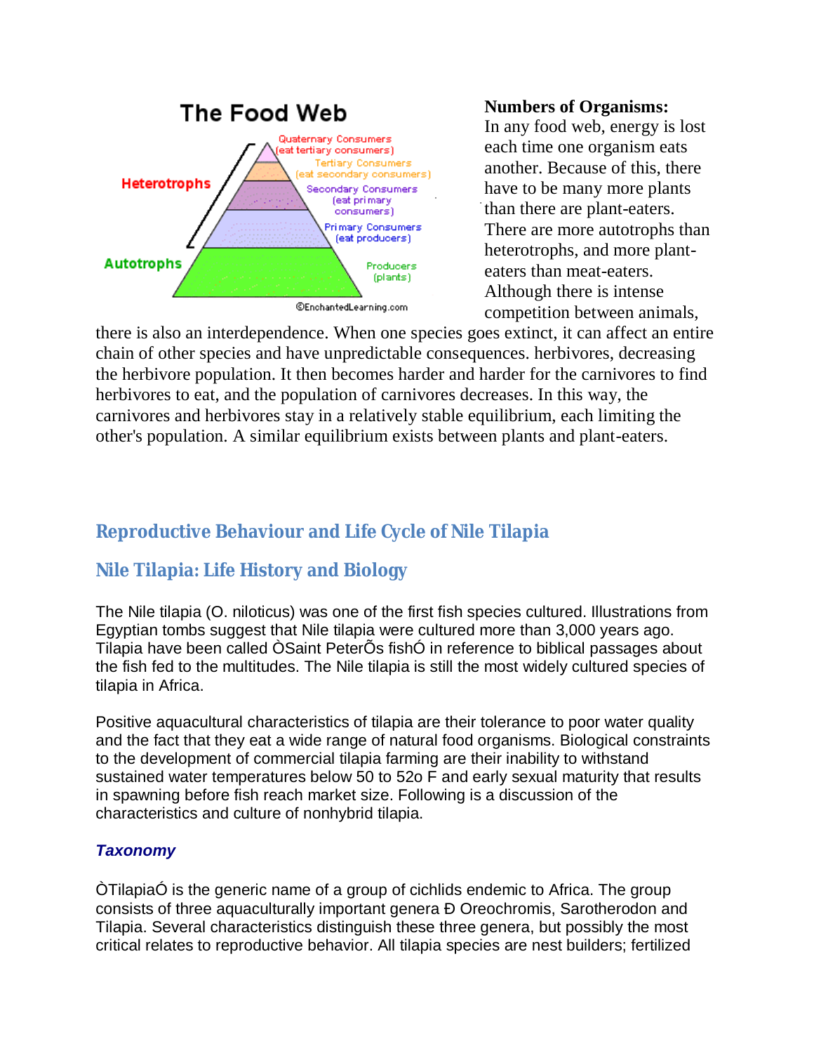Numbers of Organisms:

In any food web, energy is lost each time one organism eats another. Because of this, there have to be many more plants than there are plant-eaters. There are more autotrophs than heterotrophs, and more plant-eaters than meat-eaters. Although there is intense competition between animals, there is also an interdependence. When one species goes extinct, it can affect an entire chain of other species and have unpredictable consequences. herbivores, decreasing the herbivore population. It then becomes harder and harder for the carnivores to find herbivores to eat, and the population of carnivores decreases. In this way, the carnivores and herbivores stay in a relatively stable equilibrium, each limiting the other's population. A similar equilibrium exists between plants and plant-eaters.

## Reproductive Behaviour and Life Cycle of Nile Tilapia

## Nile Tilapia: Life History and Biology

The Nile tilapia (O. niloticus) was one of the first fish species cultured. Illustrations from Egyptian tombs suggest that Nile tilapia were cultured more than 3,000 years ago. Tilapia have been called ÒSaint PeterÕs fishÓ in reference to biblical passages about the fish fed to the multitudes. The Nile tilapia is still the most widely cultured species of tilapia in Africa.

Positive aquacultural characteristics of tilapia are their tolerance to poor water quality and the fact that they eat a wide range of natural food organisms. Biological constraints to the development of commercial tilapia farming are their inability to withstand sustained water temperatures below 50 to 52o F and early sexual maturity that results in spawning before fish reach market size. Following is a discussion of the characteristics and culture of nonhybrid tilapia.

### *Taxonomy*

ÒTilapiaÓ is the generic name of a group of cichlids endemic to Africa. The group consists of three aquaculturally important genera Ð Oreochromis, Sarotherodon and Tilapia. Several characteristics distinguish these three genera, but possibly the most critical relates to reproductive behavior. All tilapia species are nest builders; fertilized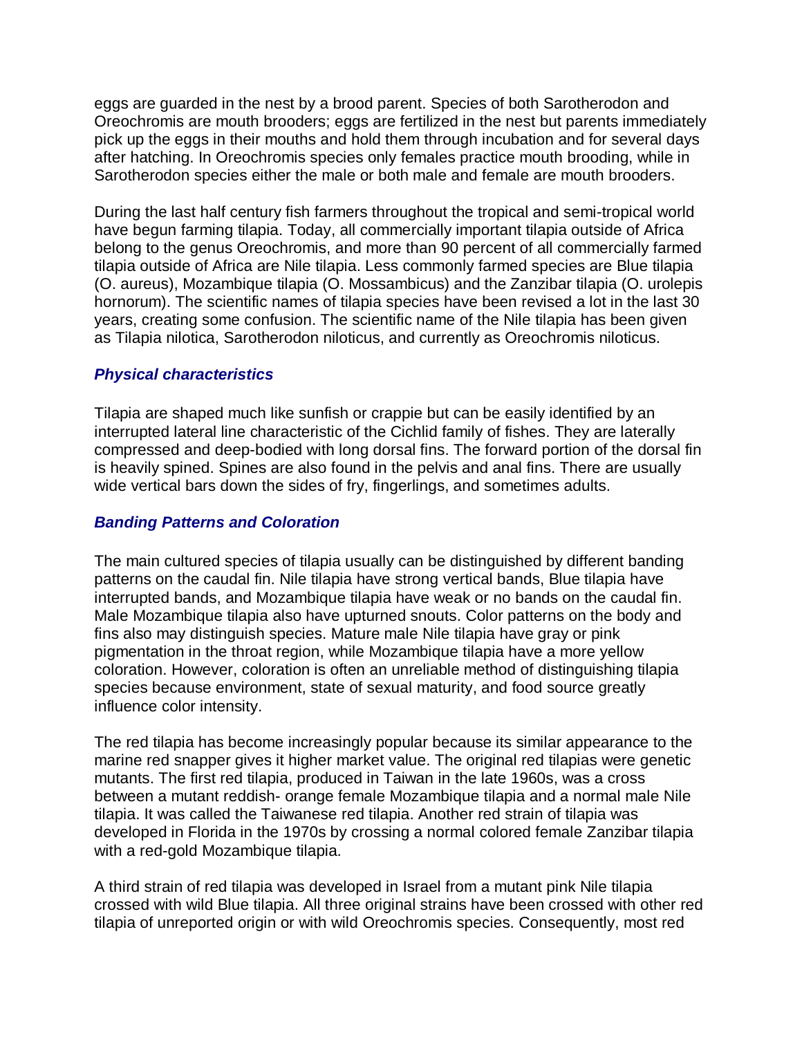eggs are guarded in the nest by a brood parent. Species of both Sarotherodon and Oreochromis are mouth brooders; eggs are fertilized in the nest but parents immediately pick up the eggs in their mouths and hold them through incubation and for several days after hatching. In Oreochromis species only females practice mouth brooding, while in Sarotherodon species either the male or both male and female are mouth brooders.

During the last half century fish farmers throughout the tropical and semi-tropical world have begun farming tilapia. Today, all commercially important tilapia outside of Africa belong to the genus Oreochromis, and more than 90 percent of all commercially farmed tilapia outside of Africa are Nile tilapia. Less commonly farmed species are Blue tilapia (O. aureus), Mozambique tilapia (O. Mossambicus) and the Zanzibar tilapia (O. urolepis hornorum). The scientific names of tilapia species have been revised a lot in the last 30 years, creating some confusion. The scientific name of the Nile tilapia has been given as Tilapia nilotica, Sarotherodon niloticus, and currently as Oreochromis niloticus.

### *Physical characteristics*

Tilapia are shaped much like sunfish or crappie but can be easily identified by an interrupted lateral line characteristic of the Cichlid family of fishes. They are laterally compressed and deep-bodied with long dorsal fins. The forward portion of the dorsal fin is heavily spined. Spines are also found in the pelvis and anal fins. There are usually wide vertical bars down the sides of fry, fingerlings, and sometimes adults.

### *Banding Patterns and Coloration*

The main cultured species of tilapia usually can be distinguished by different banding patterns on the caudal fin. Nile tilapia have strong vertical bands, Blue tilapia have interrupted bands, and Mozambique tilapia have weak or no bands on the caudal fin. Male Mozambique tilapia also have upturned snouts. Color patterns on the body and fins also may distinguish species. Mature male Nile tilapia have gray or pink pigmentation in the throat region, while Mozambique tilapia have a more yellow coloration. However, coloration is often an unreliable method of distinguishing tilapia species because environment, state of sexual maturity, and food source greatly influence color intensity.

The red tilapia has become increasingly popular because its similar appearance to the marine red snapper gives it a higher market value. The original red tilapias were genetic mutants. The first red tilapia, produced in Taiwan in the late 1960s, was a cross between a mutant reddish- orange female Mozambique tilapia and a normal male Nile tilapia. It was called the Taiwanese red tilapia. Another red strain of tilapia was developed in Florida in the 1970s by crossing a normal colored female Zanzibar tilapia with a red-gold Mozambique tilapia.

A third strain of red tilapia was developed in Israel from a mutant pink Nile tilapia crossed with wild Blue tilapia. All three original strains have been crossed with other red tilapia of unreported origin or with wild Oreochromis species. Consequently, most red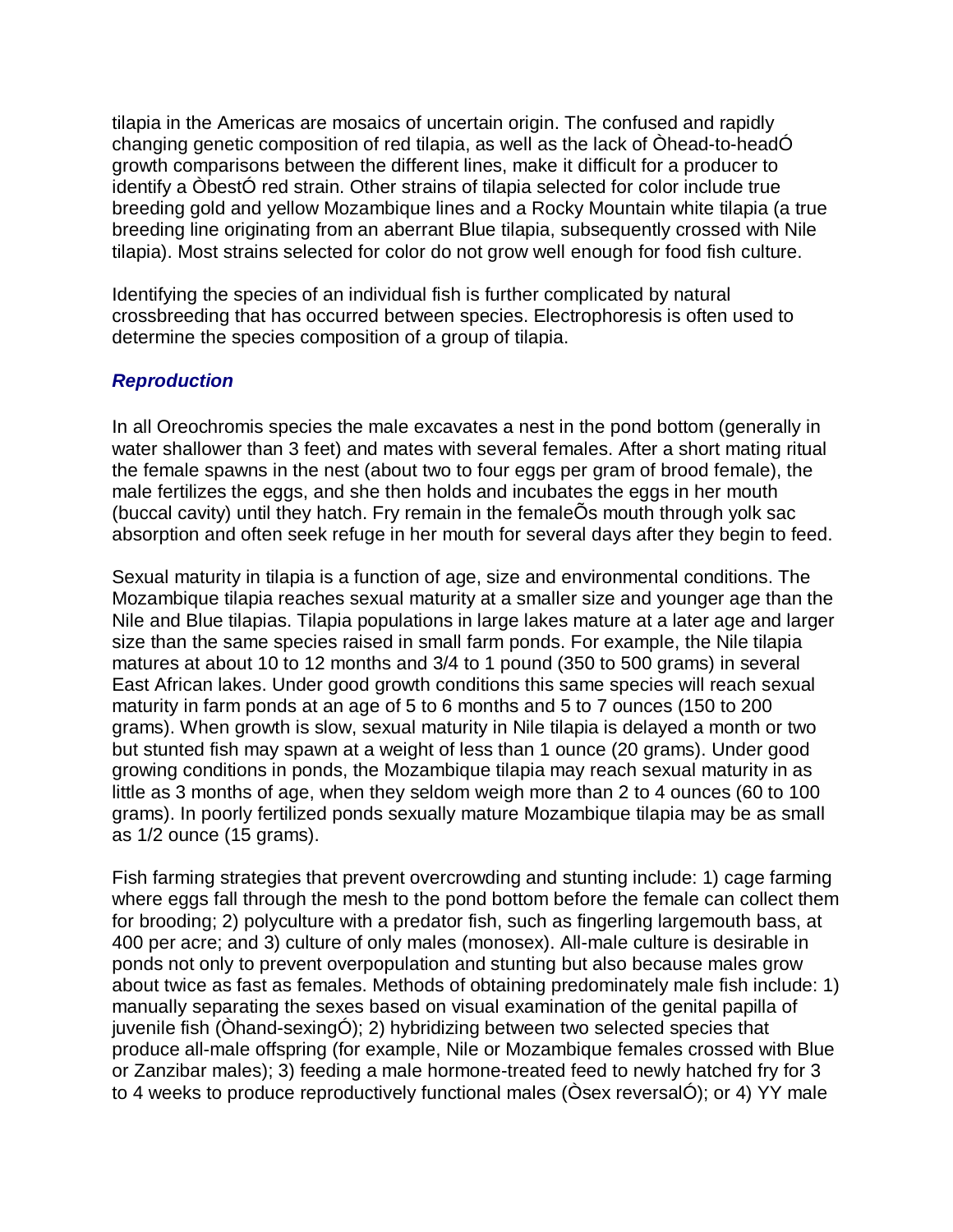tilapia in the Americas are mosaics of uncertain origin. The confused and rapidly changing genetic composition of red tilapia, as well as the lack of Òhead-to-headÓ growth comparisons between the different lines, make it difficult for a producer to identify a ÒbestÓ red strain. Other strains of tilapia selected for color include true breeding gold and yellow Mozambique lines and a Rocky Mountain white tilapia (a true breeding line originating from an aberrant Blue tilapia, subsequently crossed with Nile tilapia). Most strains selected for color do not grow well enough for food fish culture.

Identifying the species of an individual fish is further complicated by natural crossbreeding that has occurred between species. Electrophoresis is often used to determine the species composition of a group of tilapia.

### *Reproduction*

In all Oreochromis species the male excavates a nest in the pond bottom (generally in water shallower than 3 feet) and mates with several females. After a short mating ritual the female spawns in the nest (about two to four eggs per gram of brood female), the male fertilizes the eggs, and she then holds and incubates the eggs in her mouth (buccal cavity) until they hatch. Fry remain in the femaleÕs mouth through yolk sac absorption and often seek refuge in her mouth for several days after they begin to feed.

Sexual maturity in tilapia is a function of age, size and environmental conditions. The Mozambique tilapia reaches sexual maturity at a smaller size and younger age than the Nile and Blue tilapias. Tilapia populations in large lakes mature at a later age and larger size than the same species raised in small farm ponds. For example, the Nile tilapia matures at about 10 to 12 months and 3/4 to 1 pound (350 to 500 grams) in several East African lakes. Under good growth conditions this same species will reach sexual maturity in farm ponds at an age of 5 to 6 months and 5 to 7 ounces (150 to 200 grams). When growth is slow, sexual maturity in Nile tilapia is delayed a month or two but stunted fish may spawn at a weight of less than 1 ounce (20 grams). Under good growing conditions in ponds, the Mozambique tilapia may reach sexual maturity in as little as 3 months of age, when they seldom weigh more than 2 to 4 ounces (60 to 100 grams). In poorly fertilized ponds sexually mature Mozambique tilapia may be as small as 1/2 ounce (15 grams).

Fish farming strategies that prevent overcrowding and stunting include: 1) cage farming where eggs fall through the mesh to the pond bottom before the female can collect them for brooding; 2) polyculture with a predator fish, such as fingerling largemouth bass, at 400 per acre; and 3) culture of only males (monosex). All-male culture is desirable in ponds not only to prevent overpopulation and stunting but also because males grow about twice as fast as females. Methods of obtaining predominately male fish include: 1) manually separating the sexes based on visual examination of the genital papilla of juvenile fish (Òhand-sexingÓ); 2) hybridizing between two selected species that produce all-male offspring (for example, Nile or Mozambique females crossed with Blue or Zanzibar males); 3) feeding a male hormone-treated feed to newly hatched fry for 3 to 4 weeks to produce reproductively functional males (Òsex reversalÓ); or 4) YY male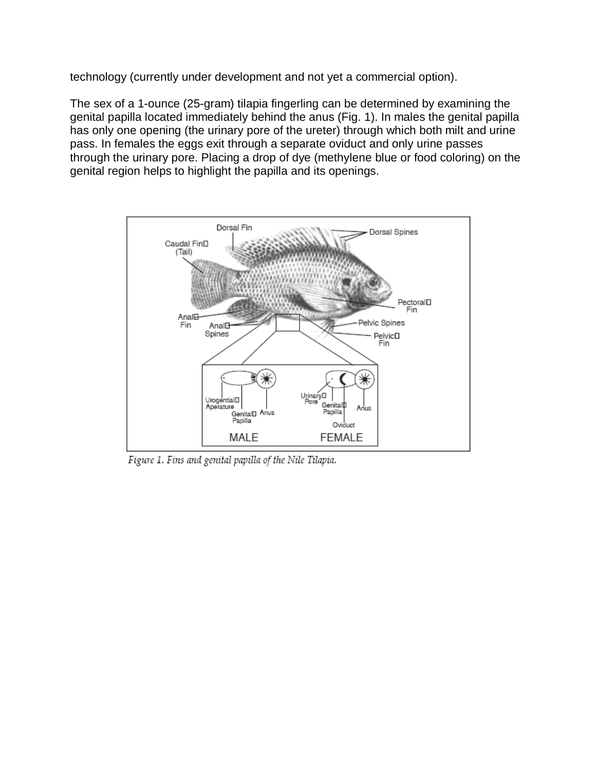technology (currently under development and not yet a commercial option).

The sex of a 1-ounce (25-gram) tilapia fingerling can be determined by examining the genital papilla located immediately behind the anus (Fig. 1). In males the genital papilla has only one opening (the urinary pore of the ureter) through which both milt and urine pass. In females the eggs exit through a separate oviduct and only urine passes through the urinary pore. Placing a drop of dye (methylene blue or food coloring) on the genital region helps to highlight the papilla and its openings.

Dorsal Fin

Dorsal Spines

Caudal Fin (Tail)

Pectoral Fin

Anal Fin

Anal Spines

Pelvic Spines

Pelvic Fin

Urogential Aperature

Genital Papilla

Anus

MALE

Urinary Pore

Genital Papilla

Oviduct

Anus

FEMALE

*Figure 1. Fins and genital papilla of the Nile Tilapia.*